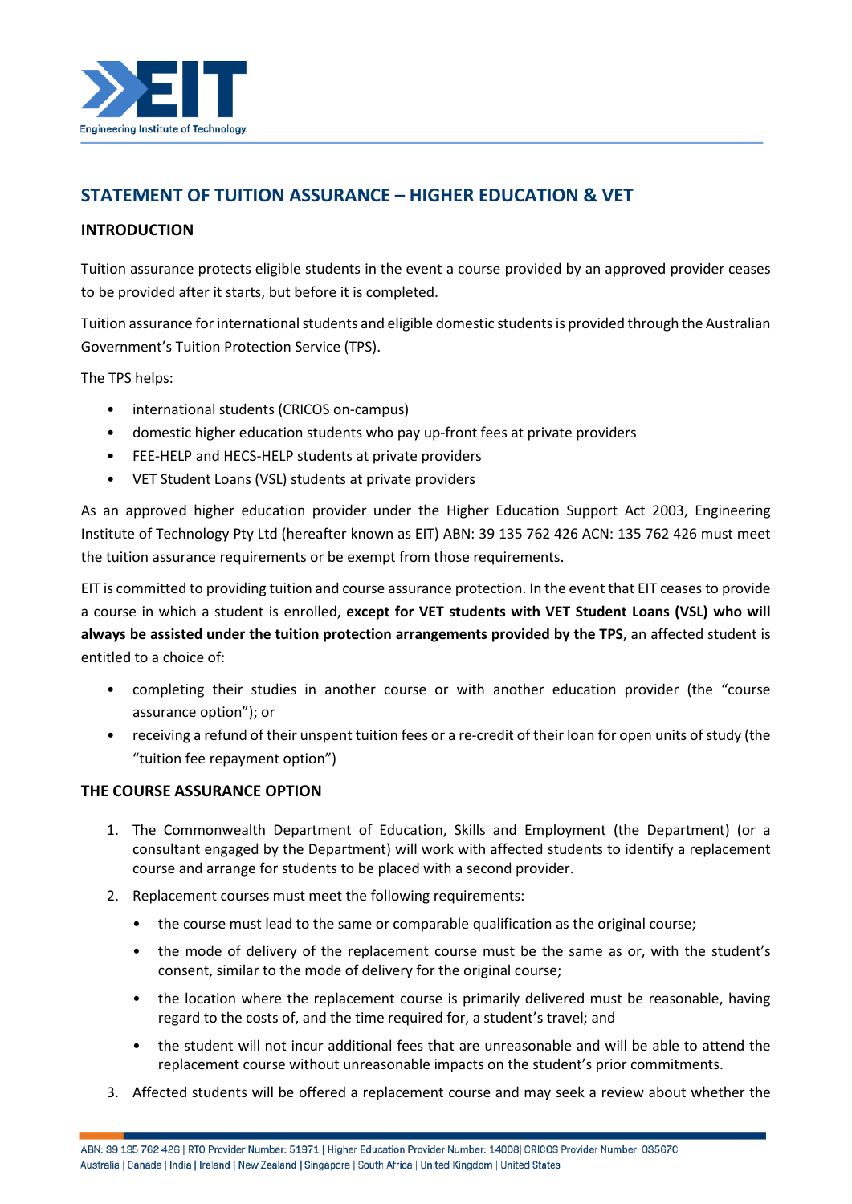## STATEMENT OF TUITION ASSURANCE – HIGHER EDUCATION & VET

### INTRODUCTION

Tuition assurance protects eligible students in the event a course provided by an approved provider ceases to be provided after it starts, but before it is completed.

Tuition assurance for international students and eligible domestic students is provided through the Australian Government's Tuition Protection Service (TPS).

The TPS helps:

- international students (CRICOS on-campus)
- domestic higher education students who pay up-front fees at private providers
- FEE-HELP and HECS-HELP students at private providers
- VET Student Loans (VSL) students at private providers

As an approved higher education provider under the Higher Education Support Act 2003, Engineering Institute of Technology Pty Ltd (hereafter known as EIT) ABN: 39 135 762 426 ACN: 135 762 426 must meet the tuition assurance requirements or be exempt from those requirements.

EIT is committed to providing tuition and course assurance protection. In the event that EIT ceases to provide a course in which a student is enrolled, **except for VET students with VET Student Loans (VSL) who will always be assisted under the tuition protection arrangements provided by the TPS**, an affected student is entitled to a choice of:

- completing their studies in another course or with another education provider (the "course assurance option"); or
- receiving a refund of their unspent tuition fees or a re-credit of their loan for open units of study (the "tuition fee repayment option")

### THE COURSE ASSURANCE OPTION

1. The Commonwealth Department of Education, Skills and Employment (the Department) (or a consultant engaged by the Department) will work with affected students to identify a replacement course and arrange for students to be placed with a second provider.
2. Replacement courses must meet the following requirements:
   - the course must lead to the same or comparable qualification as the original course;
   - the mode of delivery of the replacement course must be the same as or, with the student's consent, similar to the mode of delivery for the original course;
   - the location where the replacement course is primarily delivered must be reasonable, having regard to the costs of, and the time required for, a student's travel; and
   - the student will not incur additional fees that are unreasonable and will be able to attend the replacement course without unreasonable impacts on the student's prior commitments.
3. Affected students will be offered a replacement course and may seek a review about whether the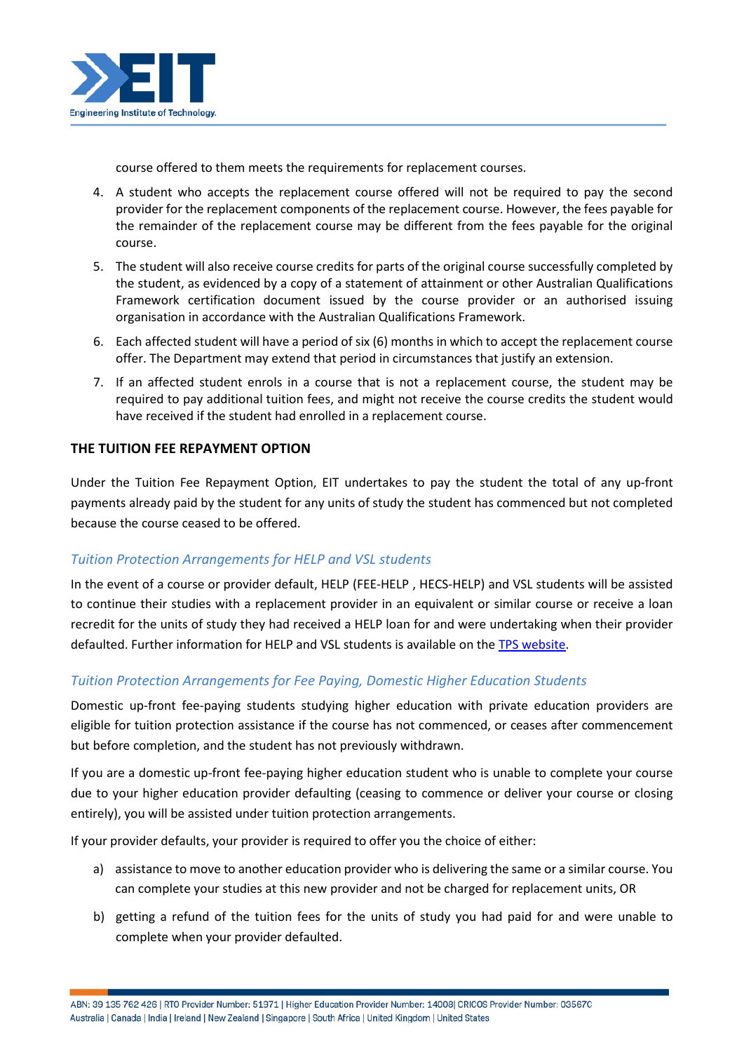course offered to them meets the requirements for replacement courses.

4. A student who accepts the replacement course offered will not be required to pay the second provider for the replacement components of the replacement course. However, the fees payable for the remainder of the replacement course may be different from the fees payable for the original course.
5. The student will also receive course credits for parts of the original course successfully completed by the student, as evidenced by a copy of a statement of attainment or other Australian Qualifications Framework certification document issued by the course provider or an authorised issuing organisation in accordance with the Australian Qualifications Framework.
6. Each affected student will have a period of six (6) months in which to accept the replacement course offer. The Department may extend that period in circumstances that justify an extension.
7. If an affected student enrols in a course that is not a replacement course, the student may be required to pay additional tuition fees, and might not receive the course credits the student would have received if the student had enrolled in a replacement course.

**THE TUITION FEE REPAYMENT OPTION**

Under the Tuition Fee Repayment Option, EIT undertakes to pay the student the total of any up-front payments already paid by the student for any units of study the student has commenced but not completed because the course ceased to be offered.

### *Tuition Protection Arrangements for HELP and VSL students*

In the event of a course or provider default, HELP (FEE-HELP , HECS-HELP) and VSL students will be assisted to continue their studies with a replacement provider in an equivalent or similar course or receive a loan recredit for the units of study they had received a HELP loan for and were undertaking when their provider defaulted. Further information for HELP and VSL students is available on the TPS website.

### *Tuition Protection Arrangements for Fee Paying, Domestic Higher Education Students*

Domestic up-front fee-paying students studying higher education with private education providers are eligible for tuition protection assistance if the course has not commenced, or ceases after commencement but before completion, and the student has not previously withdrawn.

If you are a domestic up-front fee-paying higher education student who is unable to complete your course due to your higher education provider defaulting (ceasing to commence or deliver your course or closing entirely), you will be assisted under tuition protection arrangements.

If your provider defaults, your provider is required to offer you the choice of either:

a) assistance to move to another education provider who is delivering the same or a similar course. You can complete your studies at this new provider and not be charged for replacement units, OR

b) getting a refund of the tuition fees for the units of study you had paid for and were unable to complete when your provider defaulted.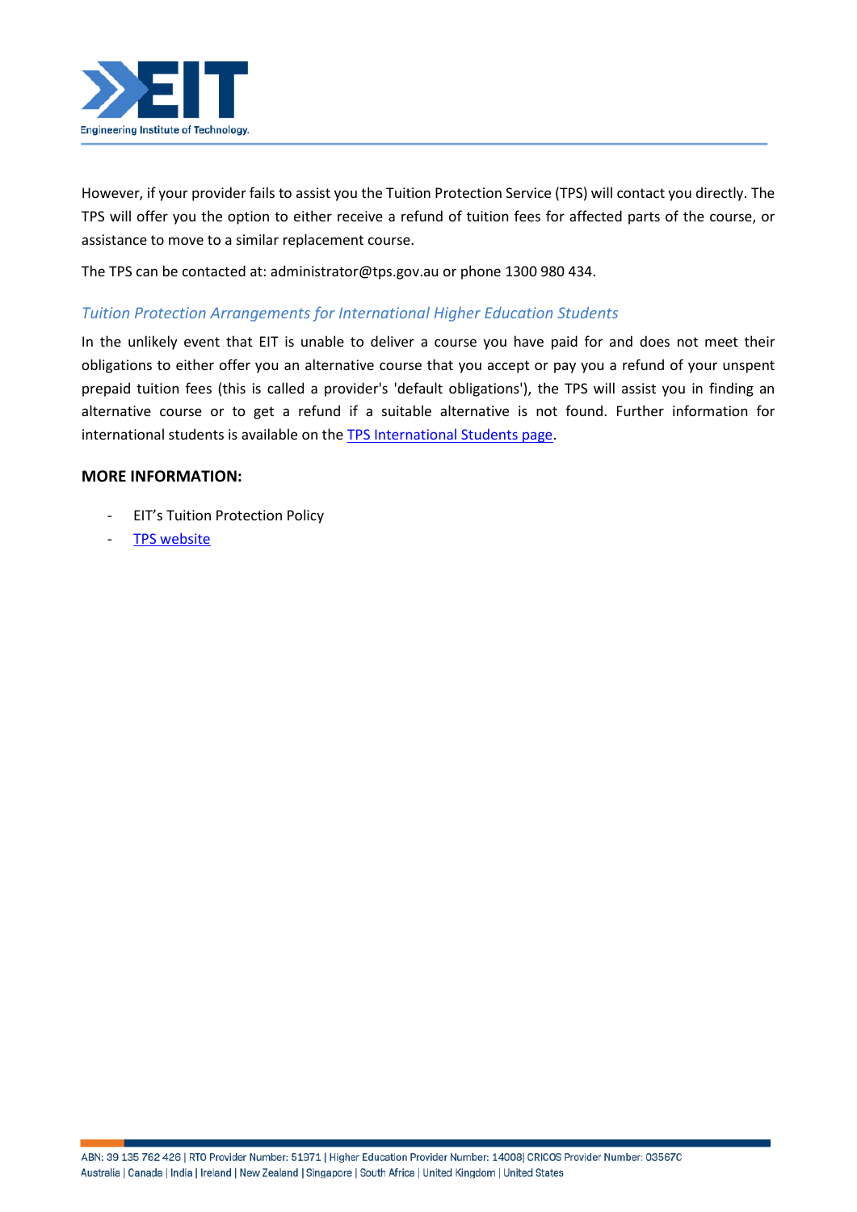However, if your provider fails to assist you the Tuition Protection Service (TPS) will contact you directly. The TPS will offer you the option to either receive a refund of tuition fees for affected parts of the course, or assistance to move to a similar replacement course.

The TPS can be contacted at: administrator@tps.gov.au or phone 1300 980 434.

### *Tuition Protection Arrangements for International Higher Education Students*

In the unlikely event that EIT is unable to deliver a course you have paid for and does not meet their obligations to either offer you an alternative course that you accept or pay you a refund of your unspent prepaid tuition fees (this is called a provider's 'default obligations'), the TPS will assist you in finding an alternative course or to get a refund if a suitable alternative is not found. Further information for international students is available on the TPS International Students page.

**MORE INFORMATION:**

- EIT's Tuition Protection Policy
- TPS website